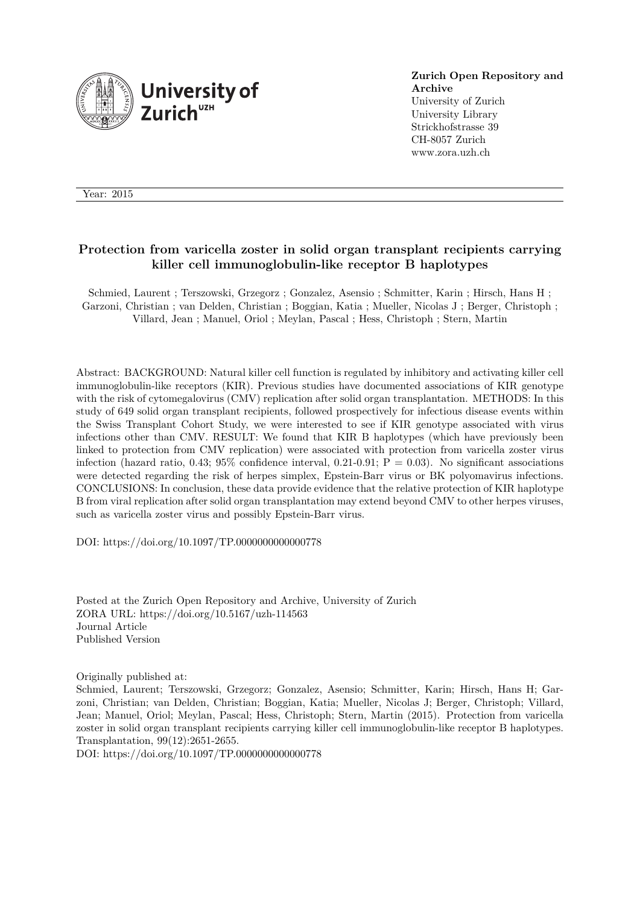**Zurich Open Repository and Archive**
University of Zurich
University Library
Strickhofstrasse 39
CH-8057 Zurich
www.zora.uzh.ch

Year: 2015

# Protection from varicella zoster in solid organ transplant recipients carrying killer cell immunoglobulin-like receptor B haplotypes

Schmied, Laurent ; Terszowski, Grzegorz ; Gonzalez, Asensio ; Schmitter, Karin ; Hirsch, Hans H ; Garzoni, Christian ; van Delden, Christian ; Boggian, Katia ; Mueller, Nicolas J ; Berger, Christoph ; Villard, Jean ; Manuel, Oriol ; Meylan, Pascal ; Hess, Christoph ; Stern, Martin

Abstract: BACKGROUND: Natural killer cell function is regulated by inhibitory and activating killer cell immunoglobulin-like receptors (KIR). Previous studies have documented associations of KIR genotype with the risk of cytomegalovirus (CMV) replication after solid organ transplantation. METHODS: In this study of 649 solid organ transplant recipients, followed prospectively for infectious disease events within the Swiss Transplant Cohort Study, we were interested to see if KIR genotype associated with virus infections other than CMV. RESULT: We found that KIR B haplotypes (which have previously been linked to protection from CMV replication) were associated with protection from varicella zoster virus infection (hazard ratio, 0.43; 95% confidence interval, 0.21-0.91; P = 0.03). No significant associations were detected regarding the risk of herpes simplex, Epstein-Barr virus or BK polyomavirus infections. CONCLUSIONS: In conclusion, these data provide evidence that the relative protection of KIR haplotype B from viral replication after solid organ transplantation may extend beyond CMV to other herpes viruses, such as varicella zoster virus and possibly Epstein-Barr virus.

DOI: https://doi.org/10.1097/TP.0000000000000778

Posted at the Zurich Open Repository and Archive, University of Zurich
ZORA URL: https://doi.org/10.5167/uzh-114563
Journal Article
Published Version

Originally published at:
Schmied, Laurent; Terszowski, Grzegorz; Gonzalez, Asensio; Schmitter, Karin; Hirsch, Hans H; Garzoni, Christian; van Delden, Christian; Boggian, Katia; Mueller, Nicolas J; Berger, Christoph; Villard, Jean; Manuel, Oriol; Meylan, Pascal; Hess, Christoph; Stern, Martin (2015). Protection from varicella zoster in solid organ transplant recipients carrying killer cell immunoglobulin-like receptor B haplotypes. Transplantation, 99(12):2651-2655.
DOI: https://doi.org/10.1097/TP.0000000000000778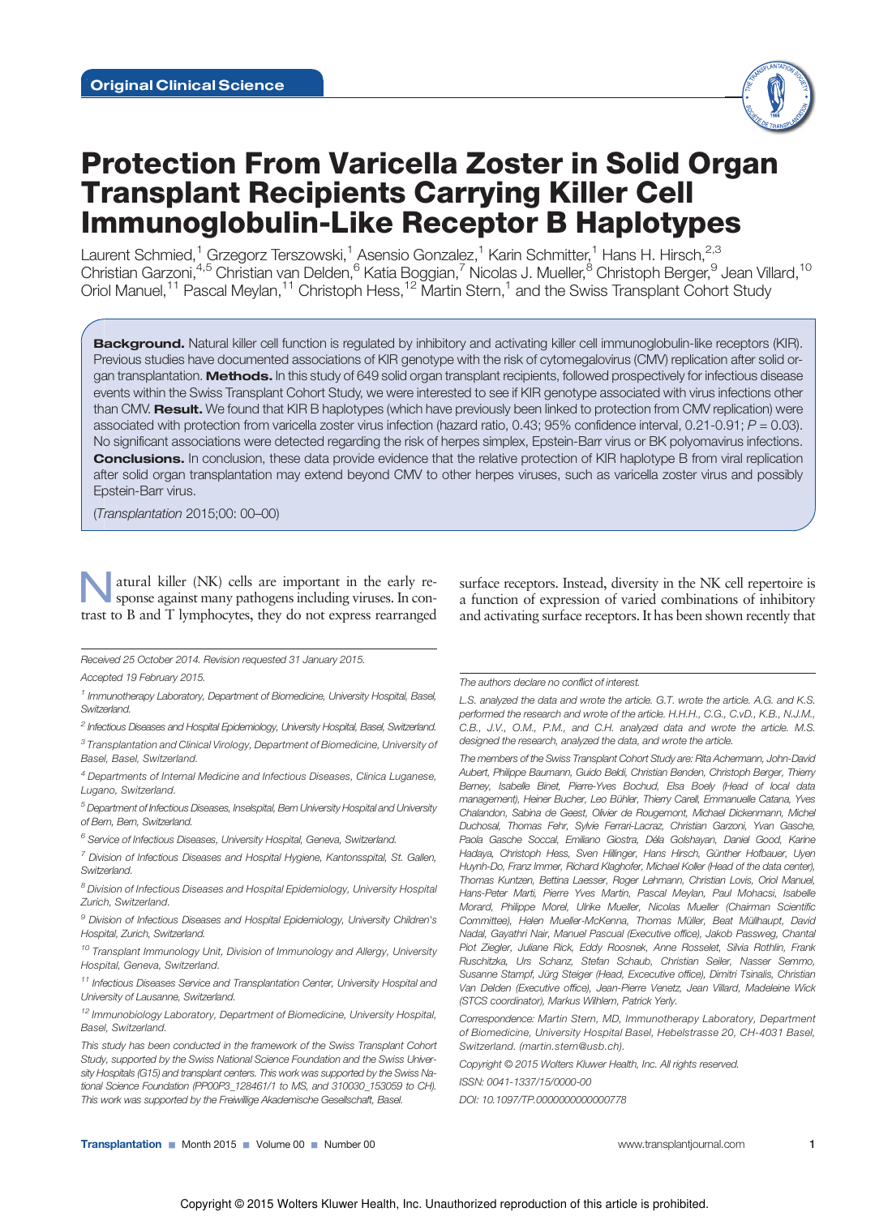Original Clinical Science

# Protection From Varicella Zoster in Solid Organ Transplant Recipients Carrying Killer Cell Immunoglobulin-Like Receptor B Haplotypes

Laurent Schmied,[1] Grzegorz Terszowski,[1] Asensio Gonzalez,[1] Karin Schmitter,[1] Hans H. Hirsch,[2,3] Christian Garzoni,[4,5] Christian van Delden,[6] Katia Boggian,[7] Nicolas J. Mueller,[8] Christoph Berger,[9] Jean Villard,[10] Oriol Manuel,[11] Pascal Meylan,[11] Christoph Hess,[12] Martin Stern,[1] and the Swiss Transplant Cohort Study

**Background.** Natural killer cell function is regulated by inhibitory and activating killer cell immunoglobulin-like receptors (KIR). Previous studies have documented associations of KIR genotype with the risk of cytomegalovirus (CMV) replication after solid organ transplantation. **Methods.** In this study of 649 solid organ transplant recipients, followed prospectively for infectious disease events within the Swiss Transplant Cohort Study, we were interested to see if KIR genotype associated with virus infections other than CMV. **Result.** We found that KIR B haplotypes (which have previously been linked to protection from CMV replication) were associated with protection from varicella zoster virus infection (hazard ratio, 0.43; 95% confidence interval, 0.21-0.91; $P = 0.03$). No significant associations were detected regarding the risk of herpes simplex, Epstein-Barr virus or BK polyomavirus infections. **Conclusions.** In conclusion, these data provide evidence that the relative protection of KIR haplotype B from viral replication after solid organ transplantation may extend beyond CMV to other herpes viruses, such as varicella zoster virus and possibly Epstein-Barr virus.

(*Transplantation* 2015;00: 00–00)

Natural killer (NK) cells are important in the early response against many pathogens including viruses. In contrast to B and T lymphocytes, they do not express rearranged surface receptors. Instead, diversity in the NK cell repertoire is a function of expression of varied combinations of inhibitory and activating surface receptors. It has been shown recently that

*Received 25 October 2014. Revision requested 31 January 2015.*

*Accepted 19 February 2015.*

[1] *Immunotherapy Laboratory, Department of Biomedicine, University Hospital, Basel, Switzerland.*

[2] *Infectious Diseases and Hospital Epidemiology, University Hospital, Basel, Switzerland.*

[3] *Transplantation and Clinical Virology, Department of Biomedicine, University of Basel, Basel, Switzerland.*

[4] *Departments of Internal Medicine and Infectious Diseases, Clinica Luganese, Lugano, Switzerland.*

[5] *Department of Infectious Diseases, Inselspital, Bern University Hospital and University of Bern, Bern, Switzerland.*

[6] *Service of Infectious Diseases, University Hospital, Geneva, Switzerland.*

[7] *Division of Infectious Diseases and Hospital Hygiene, Kantonsspital, St. Gallen, Switzerland.*

[8] *Division of Infectious Diseases and Hospital Epidemiology, University Hospital Zurich, Switzerland.*

[9] *Division of Infectious Diseases and Hospital Epidemiology, University Children's Hospital, Zurich, Switzerland.*

[10] *Transplant Immunology Unit, Division of Immunology and Allergy, University Hospital, Geneva, Switzerland.*

[11] *Infectious Diseases Service and Transplantation Center, University Hospital and University of Lausanne, Switzerland.*

[12] *Immunobiology Laboratory, Department of Biomedicine, University Hospital, Basel, Switzerland.*

*This study has been conducted in the framework of the Swiss Transplant Cohort Study, supported by the Swiss National Science Foundation and the Swiss University Hospitals (G15) and transplant centers. This work was supported by the Swiss National Science Foundation (PP00P3_128461/1 to MS, and 310030_153059 to CH). This work was supported by the Freiwillige Akademische Gesellschaft, Basel.*

*The authors declare no conflict of interest.*

*L.S. analyzed the data and wrote the article. G.T. wrote the article. A.G. and K.S. performed the research and wrote of the article. H.H.H., C.G., C.v.D., K.B., N.J.M., C.B., J.V., O.M., P.M., and C.H. analyzed data and wrote the article. M.S. designed the research, analyzed the data, and wrote the article.*

*The members of the Swiss Transplant Cohort Study are: Rita Achermann, John-David Aubert, Philippe Baumann, Guido Beldi, Christian Benden, Christoph Berger, Thierry Berney, Isabelle Binet, Pierre-Yves Bochud, Elsa Boely (Head of local data management), Heiner Bucher, Leo Bühler, Thierry Carell, Emmanuelle Catana, Yves Chalandon, Sabina de Geest, Olivier de Rougemont, Michael Dickenmann, Michel Duchosal, Thomas Fehr, Sylvie Ferrari-Lacraz, Christian Garzoni, Yvan Gasche, Paola Gasche Soccal, Emiliano Giostra, Déla Golshayan, Daniel Good, Karine Hadaya, Christoph Hess, Sven Hillinger, Hans Hirsch, Günther Hofbauer, Uyen Huynh-Do, Franz Immer, Richard Klaghofer, Michael Koller (Head of the data center), Thomas Kuntzen, Bettina Laesser, Roger Lehmann, Christian Lovis, Oriol Manuel, Hans-Peter Marti, Pierre Yves Martin, Pascal Meylan, Paul Mohacsi, Isabelle Morard, Philippe Morel, Ulrike Mueller, Nicolas Mueller (Chairman Scientific Committee), Helen Mueller-McKenna, Thomas Müller, Beat Müllhaupt, David Nadal, Gayathri Nair, Manuel Pascual (Executive office), Jakob Passweg, Chantal Piot Ziegler, Juliane Rick, Eddy Roosnek, Anne Rosselet, Silvia Rothlin, Frank Ruschitzka, Urs Schanz, Stefan Schaub, Christian Seiler, Nasser Semmo, Susanne Stampf, Jürg Steiger (Head, Excecutive office), Dimitri Tsinalis, Christian Van Delden (Executive office), Jean-Pierre Venetz, Jean Villard, Madeleine Wick (STCS coordinator), Markus Wilhelm, Patrick Yerly.*

*Correspondence: Martin Stern, MD, Immunotherapy Laboratory, Department of Biomedicine, University Hospital Basel, Hebelstrasse 20, CH-4031 Basel, Switzerland. (martin.stern@usb.ch).*

*Copyright © 2015 Wolters Kluwer Health, Inc. All rights reserved.*

*ISSN: 0041-1337/15/0000-00*

*DOI: 10.1097/TP.0000000000000778*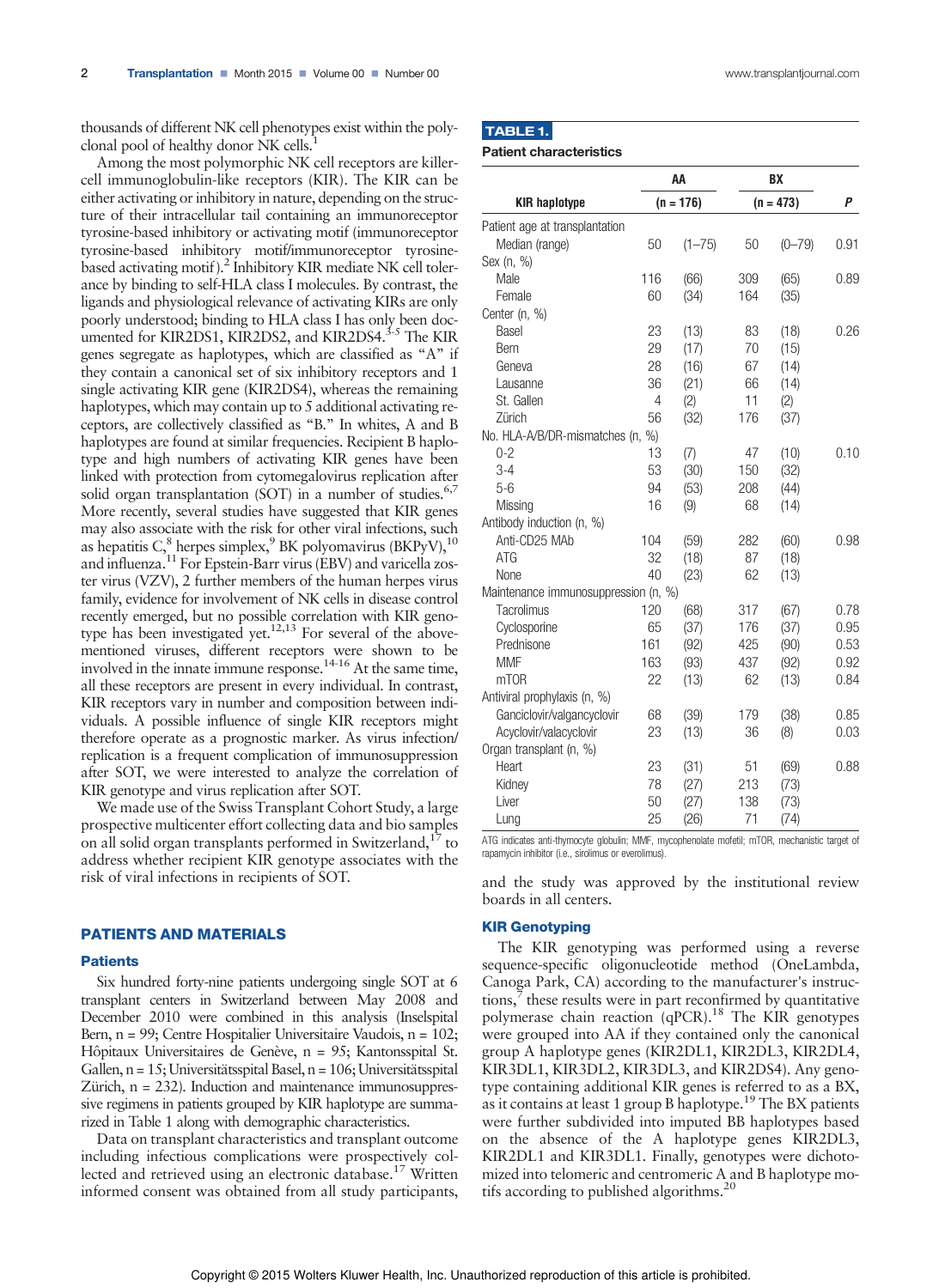thousands of different NK cell phenotypes exist within the polyclonal pool of healthy donor NK cells.[1]

Among the most polymorphic NK cell receptors are killer-cell immunoglobulin-like receptors (KIR). The KIR can be either activating or inhibitory in nature, depending on the structure of their intracellular tail containing an immunoreceptor tyrosine-based inhibitory or activating motif (immunoreceptor tyrosine-based inhibitory motif/immunoreceptor tyrosine-based activating motif).[2] Inhibitory KIR mediate NK cell tolerance by binding to self-HLA class I molecules. By contrast, the ligands and physiological relevance of activating KIRs are only poorly understood; binding to HLA class I has only been documented for KIR2DS1, KIR2DS2, and KIR2DS4.[3-5] The KIR genes segregate as haplotypes, which are classified as "A" if they contain a canonical set of six inhibitory receptors and 1 single activating KIR gene (KIR2DS4), whereas the remaining haplotypes, which may contain up to 5 additional activating receptors, are collectively classified as "B." In whites, A and B haplotypes are found at similar frequencies. Recipient B haplotype and high numbers of activating KIR genes have been linked with protection from cytomegalovirus replication after solid organ transplantation (SOT) in a number of studies.[6,7] More recently, several studies have suggested that KIR genes may also associate with the risk for other viral infections, such as hepatitis C,[8] herpes simplex,[9] BK polyomavirus (BKPyV),[10] and influenza.[11] For Epstein-Barr virus (EBV) and varicella zoster virus (VZV), 2 further members of the human herpes virus family, evidence for involvement of NK cells in disease control recently emerged, but no possible correlation with KIR genotype has been investigated yet.[12,13] For several of the above-mentioned viruses, different receptors were shown to be involved in the innate immune response.[14-16] At the same time, all these receptors are present in every individual. In contrast, KIR receptors vary in number and composition between individuals. A possible influence of single KIR receptors might therefore operate as a prognostic marker. As virus infection/replication is a frequent complication of immunosuppression after SOT, we were interested to analyze the correlation of KIR genotype and virus replication after SOT.

We made use of the Swiss Transplant Cohort Study, a large prospective multicenter effort collecting data and bio samples on all solid organ transplants performed in Switzerland,[17] to address whether recipient KIR genotype associates with the risk of viral infections in recipients of SOT.

## PATIENTS AND MATERIALS

### Patients

Six hundred forty-nine patients undergoing single SOT at 6 transplant centers in Switzerland between May 2008 and December 2010 were combined in this analysis (Inselspital Bern, n = 99; Centre Hospitalier Universitaire Vaudois, n = 102; Hôpitaux Universitaires de Genève, n = 95; Kantonsspital St. Gallen, n = 15; Universitätsspital Basel, n = 106; Universitätsspital Zürich, n = 232). Induction and maintenance immunosuppressive regimens in patients grouped by KIR haplotype are summarized in Table 1 along with demographic characteristics.

Data on transplant characteristics and transplant outcome including infectious complications were prospectively collected and retrieved using an electronic database.[17] Written informed consent was obtained from all study participants, and the study was approved by the institutional review boards in all centers.

**TABLE 1.**

**Patient characteristics**

| KIR haplotype | AA (n = 176) | | BX (n = 473) | | P |
|---|---|---|---|---|---|
| Patient age at transplantation | | | | | |
| Median (range) | 50 | (1–75) | 50 | (0–79) | 0.91 |
| Sex (n, %) | | | | | |
| Male | 116 | (66) | 309 | (65) | 0.89 |
| Female | 60 | (34) | 164 | (35) | |
| Center (n, %) | | | | | |
| Basel | 23 | (13) | 83 | (18) | 0.26 |
| Bern | 29 | (17) | 70 | (15) | |
| Geneva | 28 | (16) | 67 | (14) | |
| Lausanne | 36 | (21) | 66 | (14) | |
| St. Gallen | 4 | (2) | 11 | (2) | |
| Zürich | 56 | (32) | 176 | (37) | |
| No. HLA-A/B/DR-mismatches (n, %) | | | | | |
| 0-2 | 13 | (7) | 47 | (10) | 0.10 |
| 3-4 | 53 | (30) | 150 | (32) | |
| 5-6 | 94 | (53) | 208 | (44) | |
| Missing | 16 | (9) | 68 | (14) | |
| Antibody induction (n, %) | | | | | |
| Anti-CD25 MAb | 104 | (59) | 282 | (60) | 0.98 |
| ATG | 32 | (18) | 87 | (18) | |
| None | 40 | (23) | 62 | (13) | |
| Maintenance immunosuppression (n, %) | | | | | |
| Tacrolimus | 120 | (68) | 317 | (67) | 0.78 |
| Cyclosporine | 65 | (37) | 176 | (37) | 0.95 |
| Prednisone | 161 | (92) | 425 | (90) | 0.53 |
| MMF | 163 | (93) | 437 | (92) | 0.92 |
| mTOR | 22 | (13) | 62 | (13) | 0.84 |
| Antiviral prophylaxis (n, %) | | | | | |
| Ganciclovir/valgancyclovir | 68 | (39) | 179 | (38) | 0.85 |
| Acyclovir/valacyclovir | 23 | (13) | 36 | (8) | 0.03 |
| Organ transplant (n, %) | | | | | |
| Heart | 23 | (31) | 51 | (69) | 0.88 |
| Kidney | 78 | (27) | 213 | (73) | |
| Liver | 50 | (27) | 138 | (73) | |
| Lung | 25 | (26) | 71 | (74) | |

ATG indicates anti-thymocyte globulin; MMF, mycophenolate mofetil; mTOR, mechanistic target of rapamycin inhibitor (i.e., sirolimus or everolimus).

### KIR Genotyping

The KIR genotyping was performed using a reverse sequence-specific oligonucleotide method (OneLambda, Canoga Park, CA) according to the manufacturer's instructions,[7] these results were in part reconfirmed by quantitative polymerase chain reaction (qPCR).[18] The KIR genotypes were grouped into AA if they contained only the canonical group A haplotype genes (KIR2DL1, KIR2DL3, KIR2DL4, KIR3DL1, KIR3DL2, KIR3DL3, and KIR2DS4). Any genotype containing additional KIR genes is referred to as a BX, as it contains at least 1 group B haplotype.[19] The BX patients were further subdivided into imputed BB haplotypes based on the absence of the A haplotype genes KIR2DL3, KIR2DL1 and KIR3DL1. Finally, genotypes were dichotomized into telomeric and centromeric A and B haplotype motifs according to published algorithms.[20]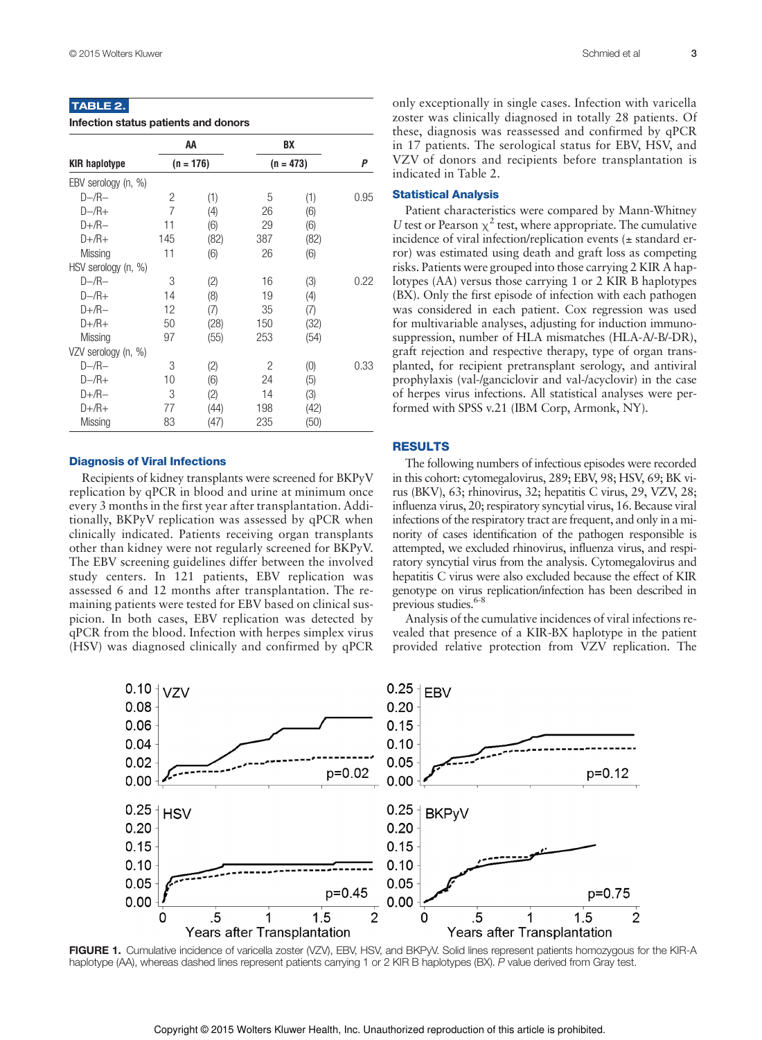**TABLE 2.**

**Infection status patients and donors**

| KIR haplotype | AA (n = 176) | | BX (n = 473) | | P |
|---|---|---|---|---|---|
| EBV serology (n, %) | | | | | |
| D−/R− | 2 | (1) | 5 | (1) | 0.95 |
| D−/R+ | 7 | (4) | 26 | (6) | |
| D+/R− | 11 | (6) | 29 | (6) | |
| D+/R+ | 145 | (82) | 387 | (82) | |
| Missing | 11 | (6) | 26 | (6) | |
| HSV serology (n, %) | | | | | |
| D−/R− | 3 | (2) | 16 | (3) | 0.22 |
| D−/R+ | 14 | (8) | 19 | (4) | |
| D+/R− | 12 | (7) | 35 | (7) | |
| D+/R+ | 50 | (28) | 150 | (32) | |
| Missing | 97 | (55) | 253 | (54) | |
| VZV serology (n, %) | | | | | |
| D−/R− | 3 | (2) | 2 | (0) | 0.33 |
| D−/R+ | 10 | (6) | 24 | (5) | |
| D+/R− | 3 | (2) | 14 | (3) | |
| D+/R+ | 77 | (44) | 198 | (42) | |
| Missing | 83 | (47) | 235 | (50) | |

### Diagnosis of Viral Infections

Recipients of kidney transplants were screened for BKPyV replication by qPCR in blood and urine at minimum once every 3 months in the first year after transplantation. Additionally, BKPyV replication was assessed by qPCR when clinically indicated. Patients receiving organ transplants other than kidney were not regularly screened for BKPyV. The EBV screening guidelines differ between the involved study centers. In 121 patients, EBV replication was assessed 6 and 12 months after transplantation. The remaining patients were tested for EBV based on clinical suspicion. In both cases, EBV replication was detected by qPCR from the blood. Infection with herpes simplex virus (HSV) was diagnosed clinically and confirmed by qPCR only exceptionally in single cases. Infection with varicella zoster was clinically diagnosed in totally 28 patients. Of these, diagnosis was reassessed and confirmed by qPCR in 17 patients. The serological status for EBV, HSV, and VZV of donors and recipients before transplantation is indicated in Table 2.

### Statistical Analysis

Patient characteristics were compared by Mann-Whitney $U$ test or Pearson $\chi^2$ test, where appropriate. The cumulative incidence of viral infection/replication events (± standard error) was estimated using death and graft loss as competing risks. Patients were grouped into those carrying 2 KIR A haplotypes (AA) versus those carrying 1 or 2 KIR B haplotypes (BX). Only the first episode of infection with each pathogen was considered in each patient. Cox regression was used for multivariable analyses, adjusting for induction immunosuppression, number of HLA mismatches (HLA-A/-B/-DR), graft rejection and respective therapy, type of organ transplanted, for recipient pretransplant serology, and antiviral prophylaxis (val-/ganciclovir and val-/acyclovir) in the case of herpes virus infections. All statistical analyses were performed with SPSS v.21 (IBM Corp, Armonk, NY).

## RESULTS

The following numbers of infectious episodes were recorded in this cohort: cytomegalovirus, 289; EBV, 98; HSV, 69; BK virus (BKV), 63; rhinovirus, 32; hepatitis C virus, 29, VZV, 28; influenza virus, 20; respiratory syncytial virus, 16. Because viral infections of the respiratory tract are frequent, and only in a minority of cases identification of the pathogen responsible is attempted, we excluded rhinovirus, influenza virus, and respiratory syncytial virus from the analysis. Cytomegalovirus and hepatitis C virus were also excluded because the effect of KIR genotype on virus replication/infection has been described in previous studies.[6-8]

Analysis of the cumulative incidences of viral infections revealed that presence of a KIR-BX haplotype in the patient provided relative protection from VZV replication. The

**FIGURE 1.** Cumulative incidence of varicella zoster (VZV), EBV, HSV, and BKPyV. Solid lines represent patients homozygous for the KIR-A haplotype (AA), whereas dashed lines represent patients carrying 1 or 2 KIR B haplotypes (BX). *P* value derived from Gray test.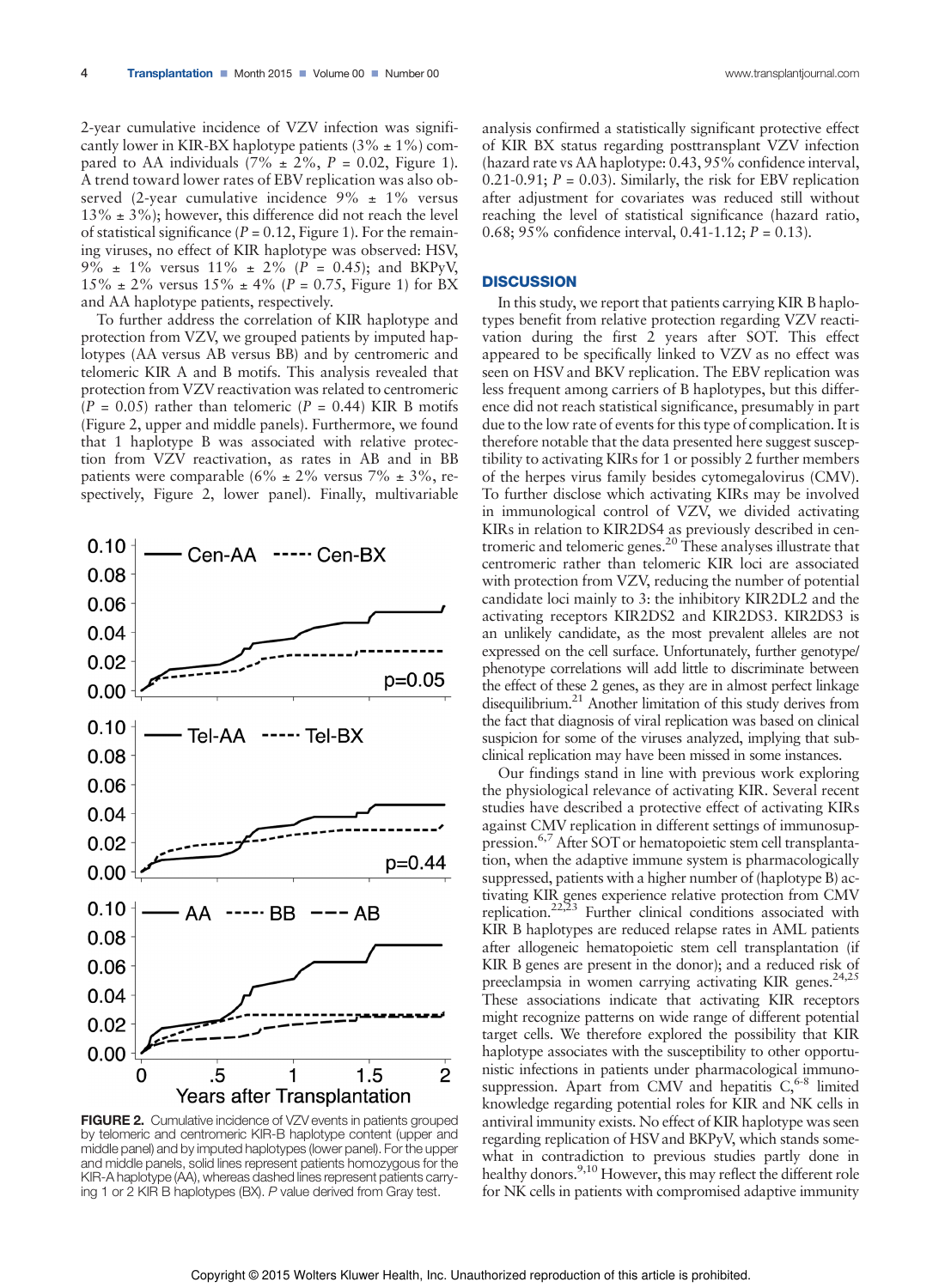2-year cumulative incidence of VZV infection was significantly lower in KIR-BX haplotype patients (3% ± 1%) compared to AA individuals (7% ± 2%, $P = 0.02$, Figure 1). A trend toward lower rates of EBV replication was also observed (2-year cumulative incidence 9% ± 1% versus 13% ± 3%); however, this difference did not reach the level of statistical significance ($P = 0.12$, Figure 1). For the remaining viruses, no effect of KIR haplotype was observed: HSV, 9% ± 1% versus 11% ± 2% ($P = 0.45$); and BKPyV, 15% ± 2% versus 15% ± 4% ($P = 0.75$, Figure 1) for BX and AA haplotype patients, respectively.

To further address the correlation of KIR haplotype and protection from VZV, we grouped patients by imputed haplotypes (AA versus AB versus BB) and by centromeric and telomeric KIR A and B motifs. This analysis revealed that protection from VZV reactivation was related to centromeric ($P = 0.05$) rather than telomeric ($P = 0.44$) KIR B motifs (Figure 2, upper and middle panels). Furthermore, we found that 1 haplotype B was associated with relative protection from VZV reactivation, as rates in AB and in BB patients were comparable (6% ± 2% versus 7% ± 3%, respectively, Figure 2, lower panel). Finally, multivariable analysis confirmed a statistically significant protective effect of KIR BX status regarding posttransplant VZV infection (hazard rate vs AA haplotype: 0.43, 95% confidence interval, 0.21-0.91; $P = 0.03$). Similarly, the risk for EBV replication after adjustment for covariates was reduced still without reaching the level of statistical significance (hazard ratio, 0.68; 95% confidence interval, 0.41-1.12; $P = 0.13$).

FIGURE 2. Cumulative incidence of VZV events in patients grouped by telomeric and centromeric KIR-B haplotype content (upper and middle panel) and by imputed haplotypes (lower panel). For the upper and middle panels, solid lines represent patients homozygous for the KIR-A haplotype (AA), whereas dashed lines represent patients carrying 1 or 2 KIR B haplotypes (BX). *P* value derived from Gray test.

## DISCUSSION

In this study, we report that patients carrying KIR B haplotypes benefit from relative protection regarding VZV reactivation during the first 2 years after SOT. This effect appeared to be specifically linked to VZV as no effect was seen on HSV and BKV replication. The EBV replication was less frequent among carriers of B haplotypes, but this difference did not reach statistical significance, presumably in part due to the low rate of events for this type of complication. It is therefore notable that the data presented here suggest susceptibility to activating KIRs for 1 or possibly 2 further members of the herpes virus family besides cytomegalovirus (CMV). To further disclose which activating KIRs may be involved in immunological control of VZV, we divided activating KIRs in relation to KIR2DS4 as previously described in centromeric and telomeric genes.[20] These analyses illustrate that centromeric rather than telomeric KIR loci are associated with protection from VZV, reducing the number of potential candidate loci mainly to 3: the inhibitory KIR2DL2 and the activating receptors KIR2DS2 and KIR2DS3. KIR2DS3 is an unlikely candidate, as the most prevalent alleles are not expressed on the cell surface. Unfortunately, further genotype/phenotype correlations will add little to discriminate between the effect of these 2 genes, as they are in almost perfect linkage disequilibrium.[21] Another limitation of this study derives from the fact that diagnosis of viral replication was based on clinical suspicion for some of the viruses analyzed, implying that subclinical replication may have been missed in some instances.

Our findings stand in line with previous work exploring the physiological relevance of activating KIR. Several recent studies have described a protective effect of activating KIRs against CMV replication in different settings of immunosuppression.[6,7] After SOT or hematopoietic stem cell transplantation, when the adaptive immune system is pharmacologically suppressed, patients with a higher number of (haplotype B) activating KIR genes experience relative protection from CMV replication.[22,23] Further clinical conditions associated with KIR B haplotypes are reduced relapse rates in AML patients after allogeneic hematopoietic stem cell transplantation (if KIR B genes are present in the donor); and a reduced risk of preeclampsia in women carrying activating KIR genes.[24,25] These associations indicate that activating KIR receptors might recognize patterns on wide range of different potential target cells. We therefore explored the possibility that KIR haplotype associates with the susceptibility to other opportunistic infections in patients under pharmacological immunosuppression. Apart from CMV and hepatitis C,[6-8] limited knowledge regarding potential roles for KIR and NK cells in antiviral immunity exists. No effect of KIR haplotype was seen regarding replication of HSV and BKPyV, which stands somewhat in contradiction to previous studies partly done in healthy donors.[9,10] However, this may reflect the different role for NK cells in patients with compromised adaptive immunity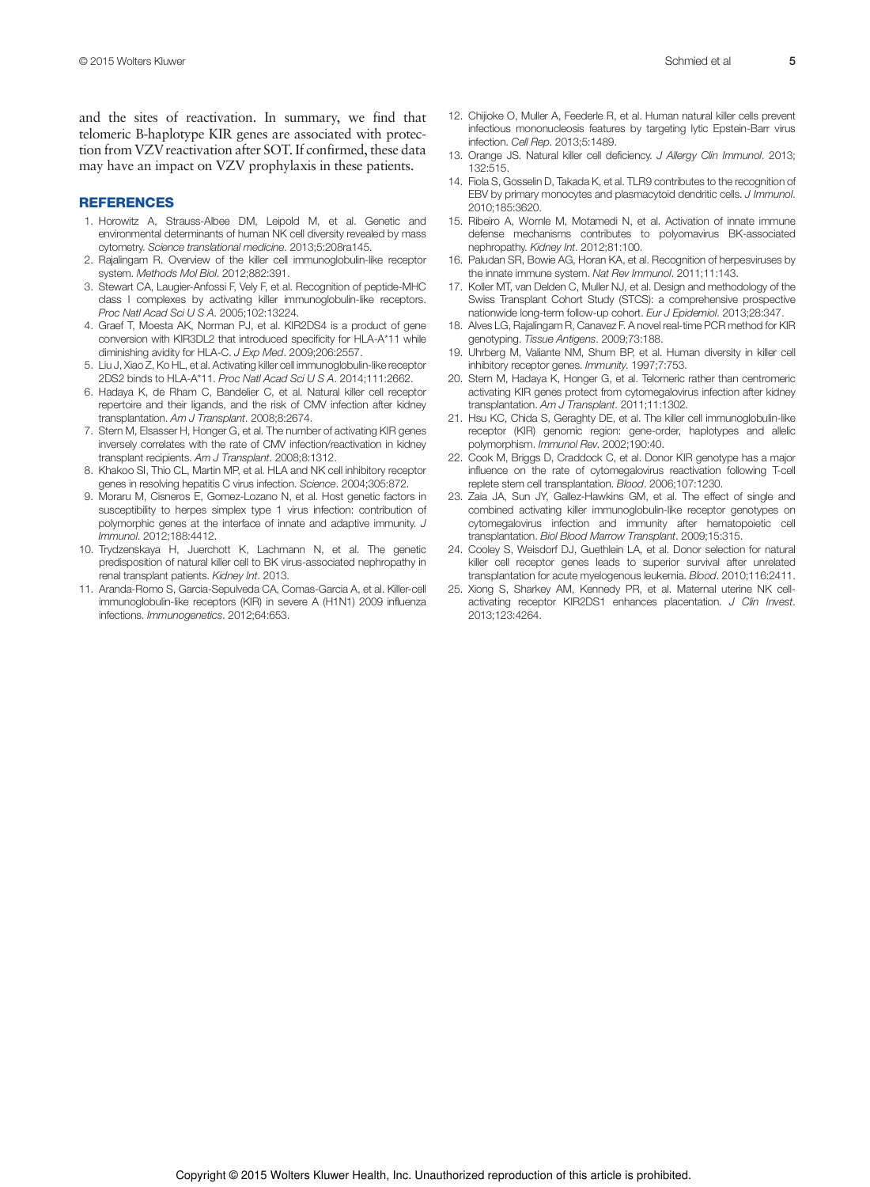and the sites of reactivation. In summary, we find that telomeric B-haplotype KIR genes are associated with protection from VZV reactivation after SOT. If confirmed, these data may have an impact on VZV prophylaxis in these patients.

## REFERENCES

1. Horowitz A, Strauss-Albee DM, Leipold M, et al. Genetic and environmental determinants of human NK cell diversity revealed by mass cytometry. *Science translational medicine*. 2013;5:208ra145.
2. Rajalingam R. Overview of the killer cell immunoglobulin-like receptor system. *Methods Mol Biol*. 2012;882:391.
3. Stewart CA, Laugier-Anfossi F, Vely F, et al. Recognition of peptide-MHC class I complexes by activating killer immunoglobulin-like receptors. *Proc Natl Acad Sci U S A*. 2005;102:13224.
4. Graef T, Moesta AK, Norman PJ, et al. KIR2DS4 is a product of gene conversion with KIR3DL2 that introduced specificity for HLA-A*11 while diminishing avidity for HLA-C. *J Exp Med*. 2009;206:2557.
5. Liu J, Xiao Z, Ko HL, et al. Activating killer cell immunoglobulin-like receptor 2DS2 binds to HLA-A*11. *Proc Natl Acad Sci U S A*. 2014;111:2662.
6. Hadaya K, de Rham C, Bandelier C, et al. Natural killer cell receptor repertoire and their ligands, and the risk of CMV infection after kidney transplantation. *Am J Transplant*. 2008;8:2674.
7. Stern M, Elsasser H, Honger G, et al. The number of activating KIR genes inversely correlates with the rate of CMV infection/reactivation in kidney transplant recipients. *Am J Transplant*. 2008;8:1312.
8. Khakoo SI, Thio CL, Martin MP, et al. HLA and NK cell inhibitory receptor genes in resolving hepatitis C virus infection. *Science*. 2004;305:872.
9. Moraru M, Cisneros E, Gomez-Lozano N, et al. Host genetic factors in susceptibility to herpes simplex type 1 virus infection: contribution of polymorphic genes at the interface of innate and adaptive immunity. *J Immunol*. 2012;188:4412.
10. Trydzenskaya H, Juerchott K, Lachmann N, et al. The genetic predisposition of natural killer cell to BK virus-associated nephropathy in renal transplant patients. *Kidney Int*. 2013.
11. Aranda-Romo S, Garcia-Sepulveda CA, Comas-Garcia A, et al. Killer-cell immunoglobulin-like receptors (KIR) in severe A (H1N1) 2009 influenza infections. *Immunogenetics*. 2012;64:653.
12. Chijioke O, Muller A, Feederle R, et al. Human natural killer cells prevent infectious mononucleosis features by targeting lytic Epstein-Barr virus infection. *Cell Rep*. 2013;5:1489.
13. Orange JS. Natural killer cell deficiency. *J Allergy Clin Immunol*. 2013;132:515.
14. Fiola S, Gosselin D, Takada K, et al. TLR9 contributes to the recognition of EBV by primary monocytes and plasmacytoid dendritic cells. *J Immunol*. 2010;185:3620.
15. Ribeiro A, Wornle M, Motamedi N, et al. Activation of innate immune defense mechanisms contributes to polyomavirus BK-associated nephropathy. *Kidney Int*. 2012;81:100.
16. Paludan SR, Bowie AG, Horan KA, et al. Recognition of herpesviruses by the innate immune system. *Nat Rev Immunol*. 2011;11:143.
17. Koller MT, van Delden C, Muller NJ, et al. Design and methodology of the Swiss Transplant Cohort Study (STCS): a comprehensive prospective nationwide long-term follow-up cohort. *Eur J Epidemiol*. 2013;28:347.
18. Alves LG, Rajalingam R, Canavez F. A novel real-time PCR method for KIR genotyping. *Tissue Antigens*. 2009;73:188.
19. Uhrberg M, Valiante NM, Shum BP, et al. Human diversity in killer cell inhibitory receptor genes. *Immunity*. 1997;7:753.
20. Stern M, Hadaya K, Honger G, et al. Telomeric rather than centromeric activating KIR genes protect from cytomegalovirus infection after kidney transplantation. *Am J Transplant*. 2011;11:1302.
21. Hsu KC, Chida S, Geraghty DE, et al. The killer cell immunoglobulin-like receptor (KIR) genomic region: gene-order, haplotypes and allelic polymorphism. *Immunol Rev*. 2002;190:40.
22. Cook M, Briggs D, Craddock C, et al. Donor KIR genotype has a major influence on the rate of cytomegalovirus reactivation following T-cell replete stem cell transplantation. *Blood*. 2006;107:1230.
23. Zaia JA, Sun JY, Gallez-Hawkins GM, et al. The effect of single and combined activating killer immunoglobulin-like receptor genotypes on cytomegalovirus infection and immunity after hematopoietic cell transplantation. *Biol Blood Marrow Transplant*. 2009;15:315.
24. Cooley S, Weisdorf DJ, Guethlein LA, et al. Donor selection for natural killer cell receptor genes leads to superior survival after unrelated transplantation for acute myelogenous leukemia. *Blood*. 2010;116:2411.
25. Xiong S, Sharkey AM, Kennedy PR, et al. Maternal uterine NK cell-activating receptor KIR2DS1 enhances placentation. *J Clin Invest*. 2013;123:4264.